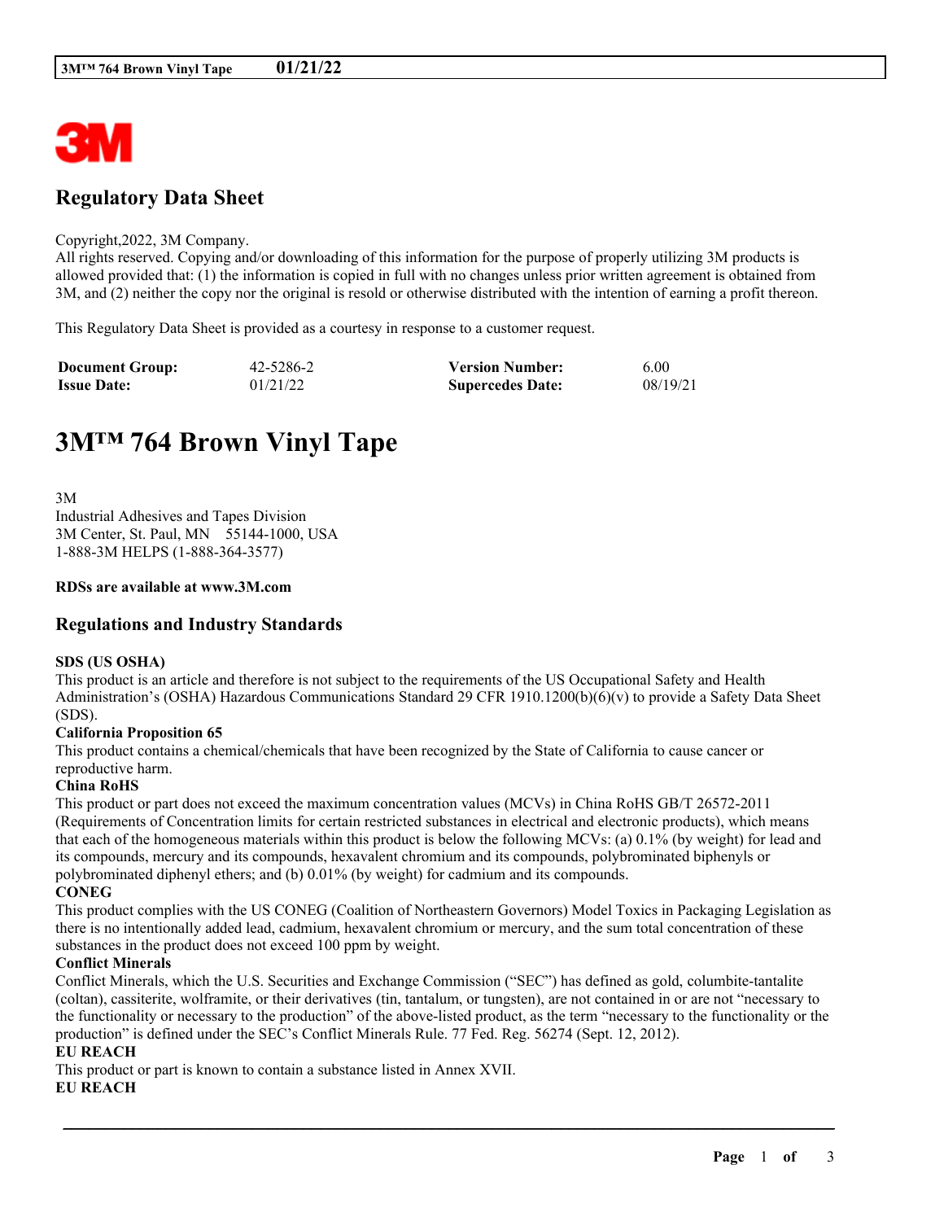# Regulatory Data Sheet

Copyright,2022, 3M Company.
All rights reserved. Copying and/or downloading of this information for the purpose of properly utilizing 3M products is allowed provided that: (1) the information is copied in full with no changes unless prior written agreement is obtained from 3M, and (2) neither the copy nor the original is resold or otherwise distributed with the intention of earning a profit thereon.

This Regulatory Data Sheet is provided as a courtesy in response to a customer request.

| **Document Group:** | 42-5286-2 | **Version Number:** | 6.00 |
|---|---|---|---|
| **Issue Date:** | 01/21/22 | **Supercedes Date:** | 08/19/21 |

# 3M™ 764 Brown Vinyl Tape

3M
Industrial Adhesives and Tapes Division
3M Center, St. Paul, MN 55144-1000, USA
1-888-3M HELPS (1-888-364-3577)

**RDSs are available at www.3M.com**

## Regulations and Industry Standards

**SDS (US OSHA)**
This product is an article and therefore is not subject to the requirements of the US Occupational Safety and Health Administration's (OSHA) Hazardous Communications Standard 29 CFR 1910.1200(b)(6)(v) to provide a Safety Data Sheet (SDS).

**California Proposition 65**
This product contains a chemical/chemicals that have been recognized by the State of California to cause cancer or reproductive harm.

**China RoHS**
This product or part does not exceed the maximum concentration values (MCVs) in China RoHS GB/T 26572-2011 (Requirements of Concentration limits for certain restricted substances in electrical and electronic products), which means that each of the homogeneous materials within this product is below the following MCVs: (a) 0.1% (by weight) for lead and its compounds, mercury and its compounds, hexavalent chromium and its compounds, polybrominated biphenyls or polybrominated diphenyl ethers; and (b) 0.01% (by weight) for cadmium and its compounds.

**CONEG**
This product complies with the US CONEG (Coalition of Northeastern Governors) Model Toxics in Packaging Legislation as there is no intentionally added lead, cadmium, hexavalent chromium or mercury, and the sum total concentration of these substances in the product does not exceed 100 ppm by weight.

**Conflict Minerals**
Conflict Minerals, which the U.S. Securities and Exchange Commission ("SEC") has defined as gold, columbite-tantalite (coltan), cassiterite, wolframite, or their derivatives (tin, tantalum, or tungsten), are not contained in or are not "necessary to the functionality or necessary to the production" of the above-listed product, as the term "necessary to the functionality or the production" is defined under the SEC's Conflict Minerals Rule. 77 Fed. Reg. 56274 (Sept. 12, 2012).

**EU REACH**
This product or part is known to contain a substance listed in Annex XVII.

**EU REACH**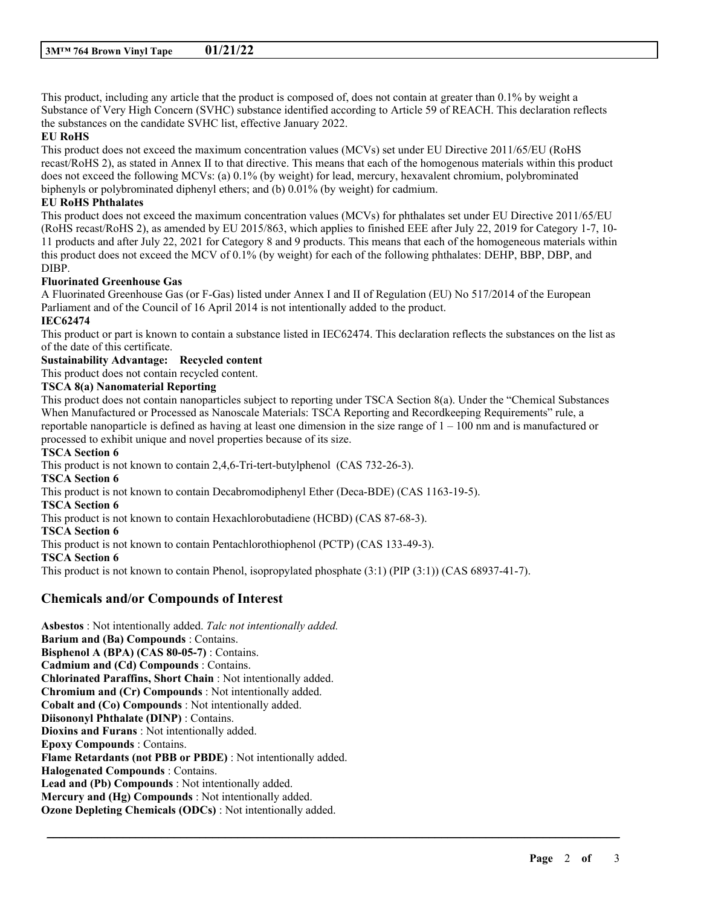This product, including any article that the product is composed of, does not contain at greater than 0.1% by weight a Substance of Very High Concern (SVHC) substance identified according to Article 59 of REACH. This declaration reflects the substances on the candidate SVHC list, effective January 2022.

**EU RoHS**

This product does not exceed the maximum concentration values (MCVs) set under EU Directive 2011/65/EU (RoHS recast/RoHS 2), as stated in Annex II to that directive. This means that each of the homogenous materials within this product does not exceed the following MCVs: (a) 0.1% (by weight) for lead, mercury, hexavalent chromium, polybrominated biphenyls or polybrominated diphenyl ethers; and (b) 0.01% (by weight) for cadmium.

**EU RoHS Phthalates**

This product does not exceed the maximum concentration values (MCVs) for phthalates set under EU Directive 2011/65/EU (RoHS recast/RoHS 2), as amended by EU 2015/863, which applies to finished EEE after July 22, 2019 for Category 1-7, 10-11 products and after July 22, 2021 for Category 8 and 9 products. This means that each of the homogeneous materials within this product does not exceed the MCV of 0.1% (by weight) for each of the following phthalates: DEHP, BBP, DBP, and DIBP.

**Fluorinated Greenhouse Gas**

A Fluorinated Greenhouse Gas (or F-Gas) listed under Annex I and II of Regulation (EU) No 517/2014 of the European Parliament and of the Council of 16 April 2014 is not intentionally added to the product.

**IEC62474**

This product or part is known to contain a substance listed in IEC62474. This declaration reflects the substances on the list as of the date of this certificate.

**Sustainability Advantage: Recycled content**

This product does not contain recycled content.

**TSCA 8(a) Nanomaterial Reporting**

This product does not contain nanoparticles subject to reporting under TSCA Section 8(a). Under the "Chemical Substances When Manufactured or Processed as Nanoscale Materials: TSCA Reporting and Recordkeeping Requirements" rule, a reportable nanoparticle is defined as having at least one dimension in the size range of 1 – 100 nm and is manufactured or processed to exhibit unique and novel properties because of its size.

**TSCA Section 6**

This product is not known to contain 2,4,6-Tri-tert-butylphenol (CAS 732-26-3).

**TSCA Section 6**

This product is not known to contain Decabromodiphenyl Ether (Deca-BDE) (CAS 1163-19-5).

**TSCA Section 6**

This product is not known to contain Hexachlorobutadiene (HCBD) (CAS 87-68-3).

**TSCA Section 6**

This product is not known to contain Pentachlorothiophenol (PCTP) (CAS 133-49-3).

**TSCA Section 6**

This product is not known to contain Phenol, isopropylated phosphate (3:1) (PIP (3:1)) (CAS 68937-41-7).

## Chemicals and/or Compounds of Interest

**Asbestos** : Not intentionally added. *Talc not intentionally added.*
**Barium and (Ba) Compounds** : Contains.
**Bisphenol A (BPA) (CAS 80-05-7)** : Contains.
**Cadmium and (Cd) Compounds** : Contains.
**Chlorinated Paraffins, Short Chain** : Not intentionally added.
**Chromium and (Cr) Compounds** : Not intentionally added.
**Cobalt and (Co) Compounds** : Not intentionally added.
**Diisononyl Phthalate (DINP)** : Contains.
**Dioxins and Furans** : Not intentionally added.
**Epoxy Compounds** : Contains.
**Flame Retardants (not PBB or PBDE)** : Not intentionally added.
**Halogenated Compounds** : Contains.
**Lead and (Pb) Compounds** : Not intentionally added.
**Mercury and (Hg) Compounds** : Not intentionally added.
**Ozone Depleting Chemicals (ODCs)** : Not intentionally added.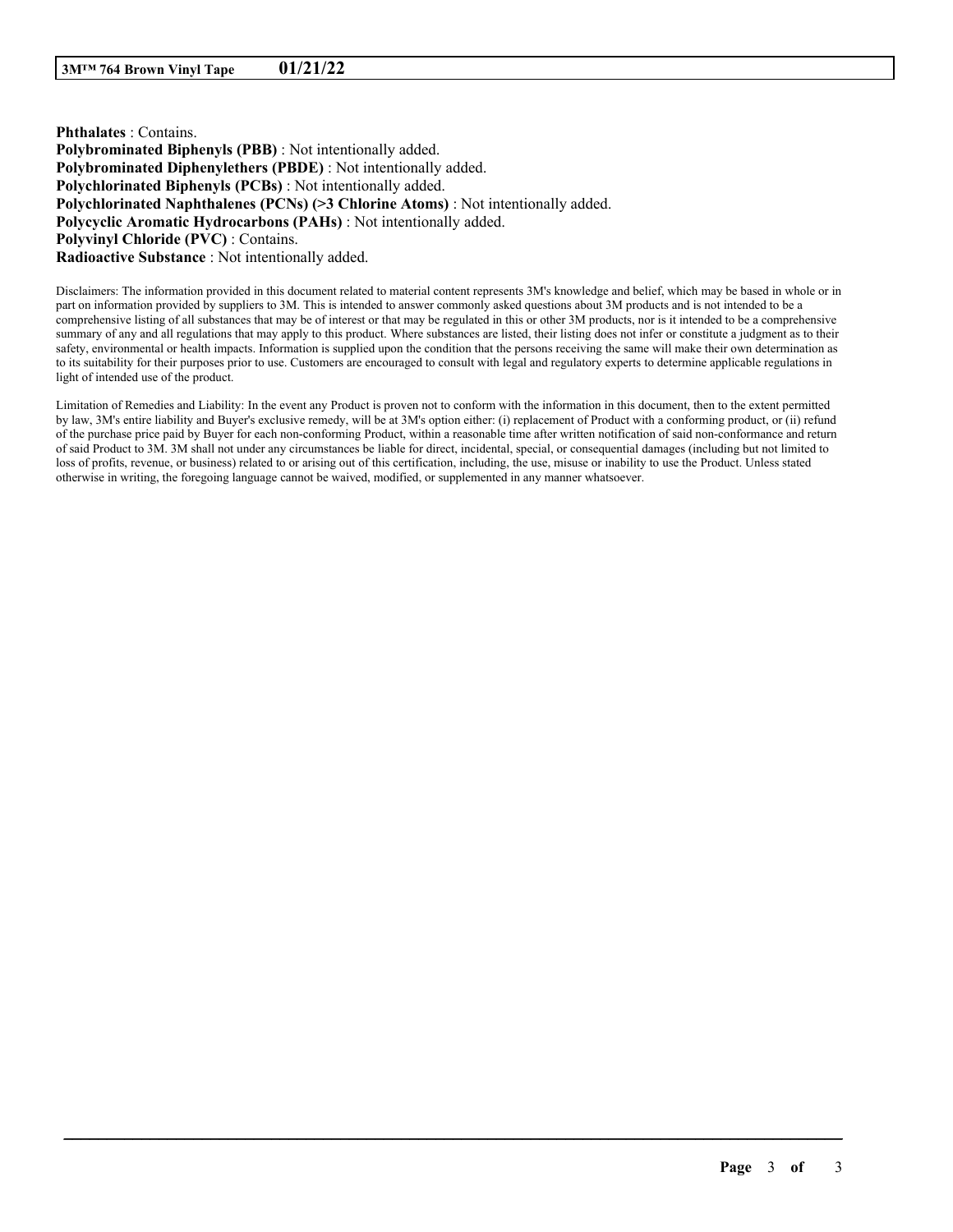**Phthalates** : Contains.
**Polybrominated Biphenyls (PBB)** : Not intentionally added.
**Polybrominated Diphenylethers (PBDE)** : Not intentionally added.
**Polychlorinated Biphenyls (PCBs)** : Not intentionally added.
**Polychlorinated Naphthalenes (PCNs) (>3 Chlorine Atoms)** : Not intentionally added.
**Polycyclic Aromatic Hydrocarbons (PAHs)** : Not intentionally added.
**Polyvinyl Chloride (PVC)** : Contains.
**Radioactive Substance** : Not intentionally added.

Disclaimers: The information provided in this document related to material content represents 3M's knowledge and belief, which may be based in whole or in part on information provided by suppliers to 3M. This is intended to answer commonly asked questions about 3M products and is not intended to be a comprehensive listing of all substances that may be of interest or that may be regulated in this or other 3M products, nor is it intended to be a comprehensive summary of any and all regulations that may apply to this product. Where substances are listed, their listing does not infer or constitute a judgment as to their safety, environmental or health impacts. Information is supplied upon the condition that the persons receiving the same will make their own determination as to its suitability for their purposes prior to use. Customers are encouraged to consult with legal and regulatory experts to determine applicable regulations in light of intended use of the product.

Limitation of Remedies and Liability: In the event any Product is proven not to conform with the information in this document, then to the extent permitted by law, 3M's entire liability and Buyer's exclusive remedy, will be at 3M's option either: (i) replacement of Product with a conforming product, or (ii) refund of the purchase price paid by Buyer for each non-conforming Product, within a reasonable time after written notification of said non-conformance and return of said Product to 3M. 3M shall not under any circumstances be liable for direct, incidental, special, or consequential damages (including but not limited to loss of profits, revenue, or business) related to or arising out of this certification, including, the use, misuse or inability to use the Product. Unless stated otherwise in writing, the foregoing language cannot be waived, modified, or supplemented in any manner whatsoever.